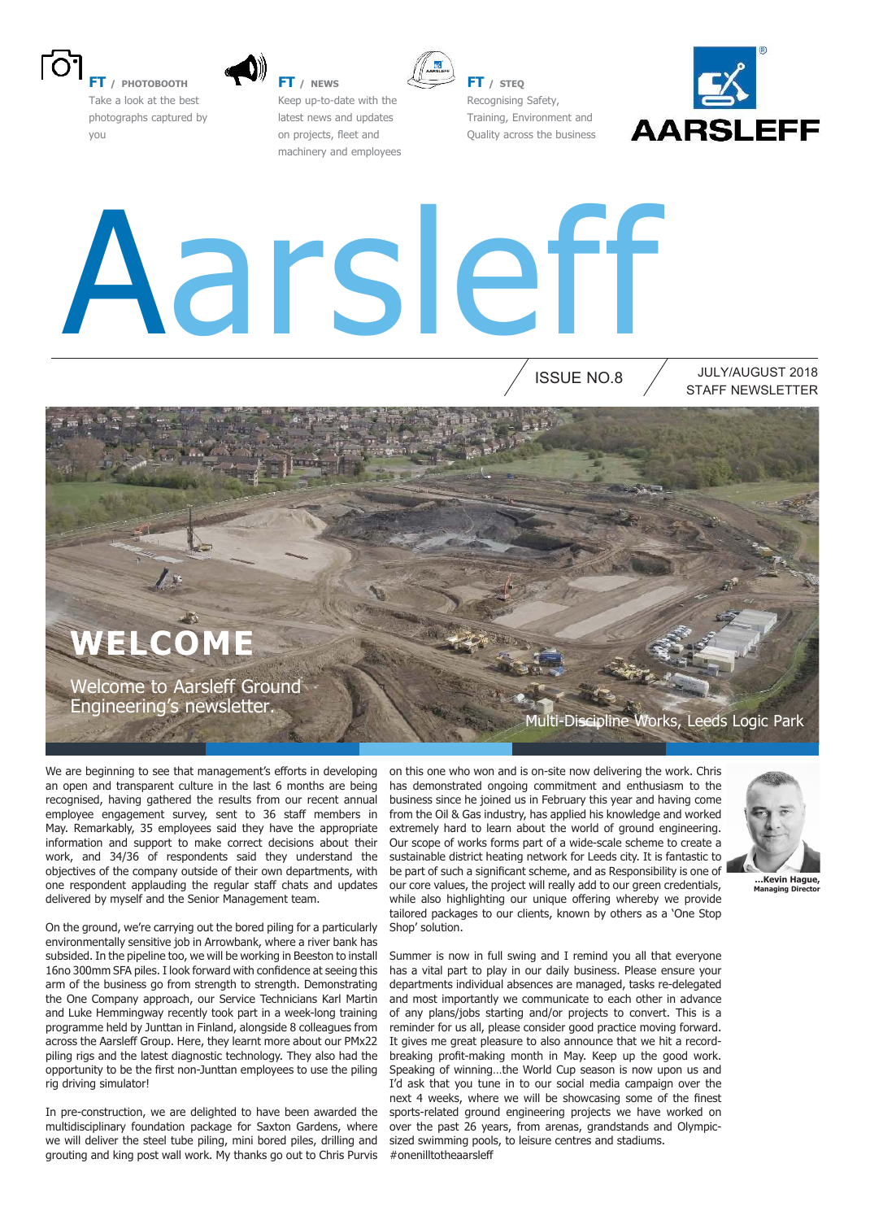**FT / PHOTOBOOTH**
Take a look at the best photographs captured by you

**FT / NEWS**
Keep up-to-date with the latest news and updates on projects, fleet and machinery and employees

**FT / STEQ**
Recognising Safety, Training, Environment and Quality across the business

AARSLEFF

# Aarsleff

ISSUE NO.8

JULY/AUGUST 2018
STAFF NEWSLETTER

## WELCOME

Welcome to Aarsleff Ground Engineering's newsletter.

Multi-Discipline Works, Leeds Logic Park

We are beginning to see that management's efforts in developing an open and transparent culture in the last 6 months are being recognised, having gathered the results from our recent annual employee engagement survey, sent to 36 staff members in May. Remarkably, 35 employees said they have the appropriate information and support to make correct decisions about their work, and 34/36 of respondents said they understand the objectives of the company outside of their own departments, with one respondent applauding the regular staff chats and updates delivered by myself and the Senior Management team.

On the ground, we're carrying out the bored piling for a particularly environmentally sensitive job in Arrowbank, where a river bank has subsided. In the pipeline too, we will be working in Beeston to install 16no 300mm SFA piles. I look forward with confidence at seeing this arm of the business go from strength to strength. Demonstrating the One Company approach, our Service Technicians Karl Martin and Luke Hemmingway recently took part in a week-long training programme held by Junttan in Finland, alongside 8 colleagues from across the Aarsleff Group. Here, they learnt more about our PMx22 piling rigs and the latest diagnostic technology. They also had the opportunity to be the first non-Junttan employees to use the piling rig driving simulator!

In pre-construction, we are delighted to have been awarded the multidisciplinary foundation package for Saxton Gardens, where we will deliver the steel tube piling, mini bored piles, drilling and grouting and king post wall work. My thanks go out to Chris Purvis on this one who won and is on-site now delivering the work. Chris has demonstrated ongoing commitment and enthusiasm to the business since he joined us in February this year and having come from the Oil & Gas industry, has applied his knowledge and worked extremely hard to learn about the world of ground engineering. Our scope of works forms part of a wide-scale scheme to create a sustainable district heating network for Leeds city. It is fantastic to be part of such a significant scheme, and as Responsibility is one of our core values, the project will really add to our green credentials, while also highlighting our unique offering whereby we provide tailored packages to our clients, known by others as a 'One Stop Shop' solution.

Summer is now in full swing and I remind you all that everyone has a vital part to play in our daily business. Please ensure your departments individual absences are managed, tasks re-delegated and most importantly we communicate to each other in advance of any plans/jobs starting and/or projects to convert. This is a reminder for us all, please consider good practice moving forward. It gives me great pleasure to also announce that we hit a record-breaking profit-making month in May. Keep up the good work. Speaking of winning…the World Cup season is now upon us and I'd ask that you tune in to our social media campaign over the next 4 weeks, where we will be showcasing some of the finest sports-related ground engineering projects we have worked on over the past 26 years, from arenas, grandstands and Olympic-sized swimming pools, to leisure centres and stadiums. #onenilltotheaarsleff

**…Kevin Hague, Managing Director**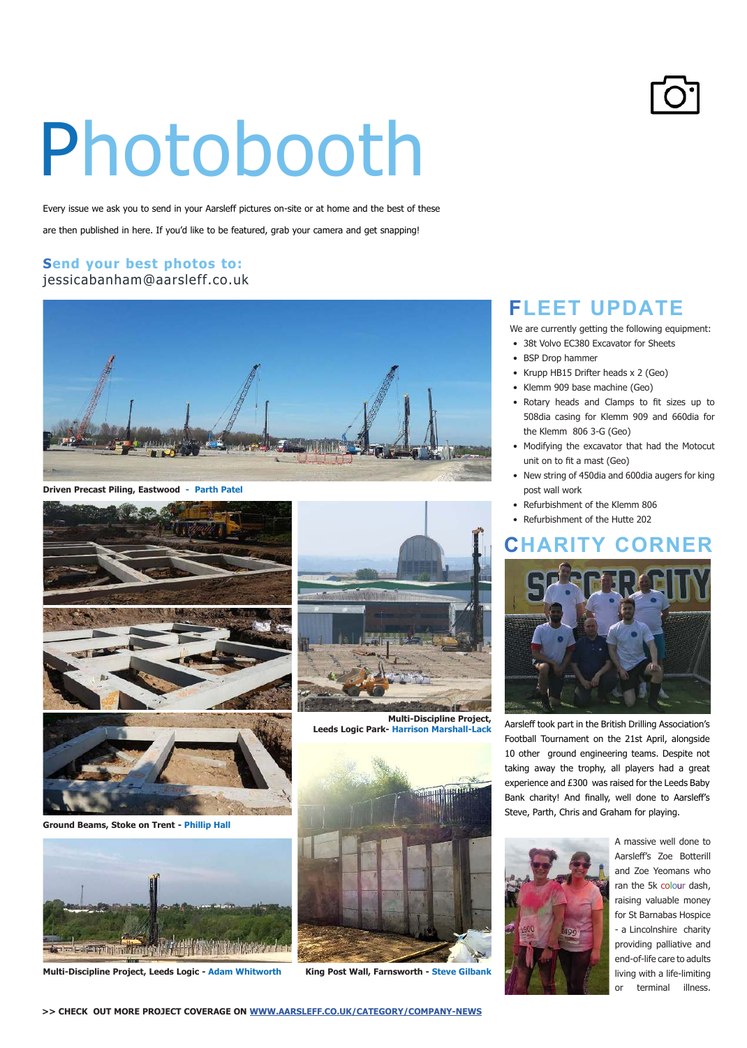# Photobooth

Every issue we ask you to send in your Aarsleff pictures on-site or at home and the best of these are then published in here. If you'd like to be featured, grab your camera and get snapping!

**Send your best photos to:**
jessicabanham@aarsleff.co.uk

**Driven Precast Piling, Eastwood - Parth Patel**

**Multi-Discipline Project, Leeds Logic Park- Harrison Marshall-Lack**

**Ground Beams, Stoke on Trent - Phillip Hall**

**Multi-Discipline Project, Leeds Logic - Adam Whitworth**

**King Post Wall, Farnsworth - Steve Gilbank**

## FLEET UPDATE

We are currently getting the following equipment:

- 38t Volvo EC380 Excavator for Sheets
- BSP Drop hammer
- Krupp HB15 Drifter heads x 2 (Geo)
- Klemm 909 base machine (Geo)
- Rotary heads and Clamps to fit sizes up to 508dia casing for Klemm 909 and 660dia for the Klemm 806 3-G (Geo)
- Modifying the excavator that had the Motocut unit on to fit a mast (Geo)
- New string of 450dia and 600dia augers for king post wall work
- Refurbishment of the Klemm 806
- Refurbishment of the Hutte 202

## CHARITY CORNER

Aarsleff took part in the British Drilling Association's Football Tournament on the 21st April, alongside 10 other ground engineering teams. Despite not taking away the trophy, all players had a great experience and £300 was raised for the Leeds Baby Bank charity! And finally, well done to Aarsleff's Steve, Parth, Chris and Graham for playing.

A massive well done to Aarsleff's Zoe Botterill and Zoe Yeomans who ran the 5k colour dash, raising valuable money for St Barnabas Hospice - a Lincolnshire charity providing palliative and end-of-life care to adults living with a life-limiting or terminal illness.

**>> CHECK OUT MORE PROJECT COVERAGE ON WWW.AARSLEFF.CO.UK/CATEGORY/COMPANY-NEWS**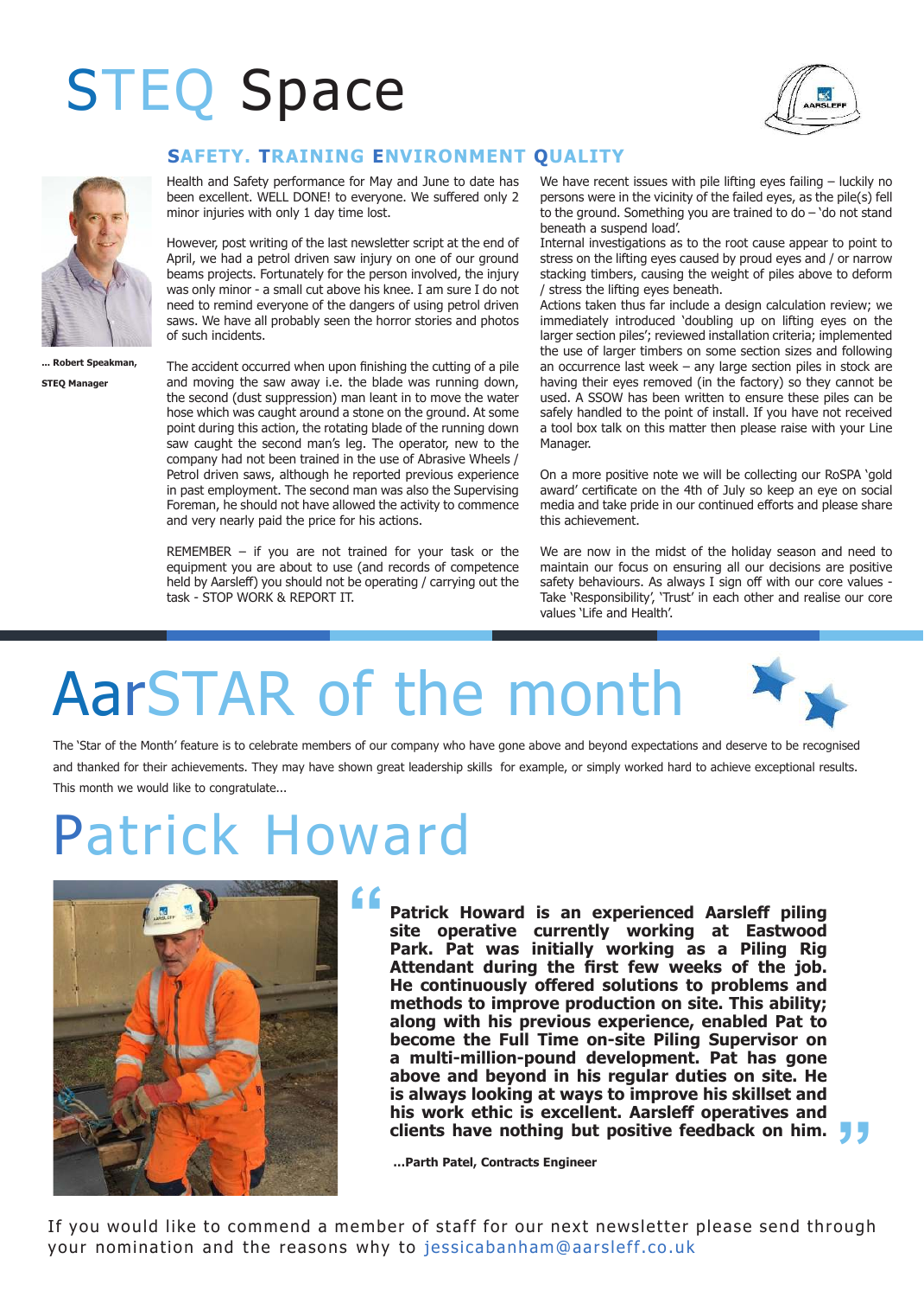# STEQ Space

## SAFETY. TRAINING ENVIRONMENT QUALITY

... Robert Speakman, STEQ Manager

Health and Safety performance for May and June to date has been excellent. WELL DONE! to everyone. We suffered only 2 minor injuries with only 1 day time lost.

However, post writing of the last newsletter script at the end of April, we had a petrol driven saw injury on one of our ground beams projects. Fortunately for the person involved, the injury was only minor - a small cut above his knee. I am sure I do not need to remind everyone of the dangers of using petrol driven saws. We have all probably seen the horror stories and photos of such incidents.

The accident occurred when upon finishing the cutting of a pile and moving the saw away i.e. the blade was running down, the second (dust suppression) man leant in to move the water hose which was caught around a stone on the ground. At some point during this action, the rotating blade of the running down saw caught the second man's leg. The operator, new to the company had not been trained in the use of Abrasive Wheels / Petrol driven saws, although he reported previous experience in past employment. The second man was also the Supervising Foreman, he should not have allowed the activity to commence and very nearly paid the price for his actions.

REMEMBER – if you are not trained for your task or the equipment you are about to use (and records of competence held by Aarsleff) you should not be operating / carrying out the task - STOP WORK & REPORT IT.

We have recent issues with pile lifting eyes failing – luckily no persons were in the vicinity of the failed eyes, as the pile(s) fell to the ground. Something you are trained to do – 'do not stand beneath a suspend load'.

Internal investigations as to the root cause appear to point to stress on the lifting eyes caused by proud eyes and / or narrow stacking timbers, causing the weight of piles above to deform / stress the lifting eyes beneath.

Actions taken thus far include a design calculation review; we immediately introduced 'doubling up on lifting eyes on the larger section piles'; reviewed installation criteria; implemented the use of larger timbers on some section sizes and following an occurrence last week – any large section piles in stock are having their eyes removed (in the factory) so they cannot be used. A SSOW has been written to ensure these piles can be safely handled to the point of install. If you have not received a tool box talk on this matter then please raise with your Line Manager.

On a more positive note we will be collecting our RoSPA 'gold award' certificate on the 4th of July so keep an eye on social media and take pride in our continued efforts and please share this achievement.

We are now in the midst of the holiday season and need to maintain our focus on ensuring all our decisions are positive safety behaviours. As always I sign off with our core values - Take 'Responsibility', 'Trust' in each other and realise our core values 'Life and Health'.

# AarSTAR of the month

The 'Star of the Month' feature is to celebrate members of our company who have gone above and beyond expectations and deserve to be recognised and thanked for their achievements. They may have shown great leadership skills for example, or simply worked hard to achieve exceptional results. This month we would like to congratulate...

# Patrick Howard

> **"Patrick Howard is an experienced Aarsleff piling site operative currently working at Eastwood Park. Pat was initially working as a Piling Rig Attendant during the first few weeks of the job. He continuously offered solutions to problems and methods to improve production on site. This ability; along with his previous experience, enabled Pat to become the Full Time on-site Piling Supervisor on a multi-million-pound development. Pat has gone above and beyond in his regular duties on site. He is always looking at ways to improve his skillset and his work ethic is excellent. Aarsleff operatives and clients have nothing but positive feedback on him."**

**...Parth Patel, Contracts Engineer**

If you would like to commend a member of staff for our next newsletter please send through your nomination and the reasons why to jessicabanham@aarsleff.co.uk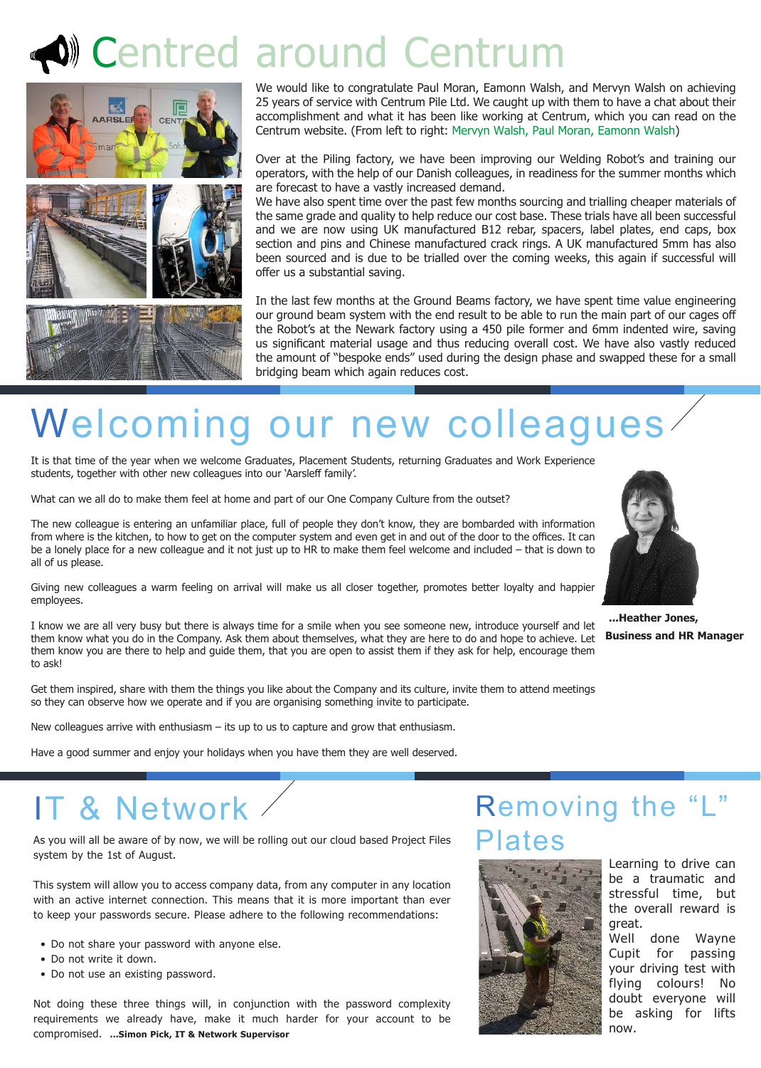# Centred around Centrum

We would like to congratulate Paul Moran, Eamonn Walsh, and Mervyn Walsh on achieving 25 years of service with Centrum Pile Ltd. We caught up with them to have a chat about their accomplishment and what it has been like working at Centrum, which you can read on the Centrum website. (From left to right: Mervyn Walsh, Paul Moran, Eamonn Walsh)

Over at the Piling factory, we have been improving our Welding Robot's and training our operators, with the help of our Danish colleagues, in readiness for the summer months which are forecast to have a vastly increased demand.
We have also spent time over the past few months sourcing and trialling cheaper materials of the same grade and quality to help reduce our cost base. These trials have all been successful and we are now using UK manufactured B12 rebar, spacers, label plates, end caps, box section and pins and Chinese manufactured crack rings. A UK manufactured 5mm has also been sourced and is due to be trialled over the coming weeks, this again if successful will offer us a substantial saving.

In the last few months at the Ground Beams factory, we have spent time value engineering our ground beam system with the end result to be able to run the main part of our cages off the Robot's at the Newark factory using a 450 pile former and 6mm indented wire, saving us significant material usage and thus reducing overall cost. We have also vastly reduced the amount of "bespoke ends" used during the design phase and swapped these for a small bridging beam which again reduces cost.

# Welcoming our new colleagues

It is that time of the year when we welcome Graduates, Placement Students, returning Graduates and Work Experience students, together with other new colleagues into our 'Aarsleff family'.

What can we all do to make them feel at home and part of our One Company Culture from the outset?

The new colleague is entering an unfamiliar place, full of people they don't know, they are bombarded with information from where is the kitchen, to how to get on the computer system and even get in and out of the door to the offices. It can be a lonely place for a new colleague and it not just up to HR to make them feel welcome and included – that is down to all of us please.

Giving new colleagues a warm feeling on arrival will make us all closer together, promotes better loyalty and happier employees.

I know we are all very busy but there is always time for a smile when you see someone new, introduce yourself and let them know what you do in the Company. Ask them about themselves, what they are here to do and hope to achieve. Let them know you are there to help and guide them, that you are open to assist them if they ask for help, encourage them to ask!

Get them inspired, share with them the things you like about the Company and its culture, invite them to attend meetings so they can observe how we operate and if you are organising something invite to participate.

New colleagues arrive with enthusiasm – its up to us to capture and grow that enthusiasm.

Have a good summer and enjoy your holidays when you have them they are well deserved.

**...Heather Jones,**
**Business and HR Manager**

# IT & Network

As you will all be aware of by now, we will be rolling out our cloud based Project Files system by the 1st of August.

This system will allow you to access company data, from any computer in any location with an active internet connection. This means that it is more important than ever to keep your passwords secure. Please adhere to the following recommendations:

- Do not share your password with anyone else.
- Do not write it down.
- Do not use an existing password.

Not doing these three things will, in conjunction with the password complexity requirements we already have, make it much harder for your account to be compromised. **...Simon Pick, IT & Network Supervisor**

# Removing the "L" Plates

Learning to drive can be a traumatic and stressful time, but the overall reward is great.
Well done Wayne Cupit for passing your driving test with flying colours! No doubt everyone will be asking for lifts now.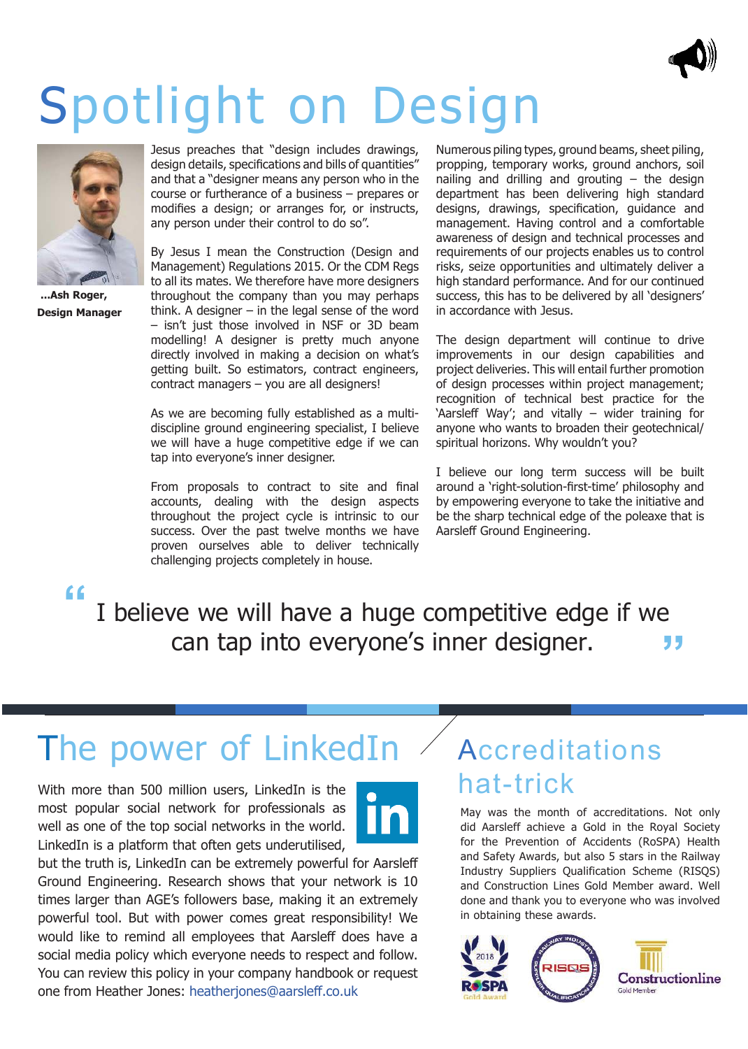# Spotlight on Design

**...Ash Roger, Design Manager**

Jesus preaches that "design includes drawings, design details, specifications and bills of quantities" and that a "designer means any person who in the course or furtherance of a business – prepares or modifies a design; or arranges for, or instructs, any person under their control to do so".

By Jesus I mean the Construction (Design and Management) Regulations 2015. Or the CDM Regs to all its mates. We therefore have more designers throughout the company than you may perhaps think. A designer – in the legal sense of the word – isn't just those involved in NSF or 3D beam modelling! A designer is pretty much anyone directly involved in making a decision on what's getting built. So estimators, contract engineers, contract managers – you are all designers!

As we are becoming fully established as a multi-discipline ground engineering specialist, I believe we will have a huge competitive edge if we can tap into everyone's inner designer.

From proposals to contract to site and final accounts, dealing with the design aspects throughout the project cycle is intrinsic to our success. Over the past twelve months we have proven ourselves able to deliver technically challenging projects completely in house.

Numerous piling types, ground beams, sheet piling, propping, temporary works, ground anchors, soil nailing and drilling and grouting – the design department has been delivering high standard designs, drawings, specification, guidance and management. Having control and a comfortable awareness of design and technical processes and requirements of our projects enables us to control risks, seize opportunities and ultimately deliver a high standard performance. And for our continued success, this has to be delivered by all 'designers' in accordance with Jesus.

The design department will continue to drive improvements in our design capabilities and project deliveries. This will entail further promotion of design processes within project management; recognition of technical best practice for the 'Aarsleff Way'; and vitally – wider training for anyone who wants to broaden their geotechnical/spiritual horizons. Why wouldn't you?

I believe our long term success will be built around a 'right-solution-first-time' philosophy and by empowering everyone to take the initiative and be the sharp technical edge of the poleaxe that is Aarsleff Ground Engineering.

> "I believe we will have a huge competitive edge if we can tap into everyone's inner designer."

# The power of LinkedIn

With more than 500 million users, LinkedIn is the most popular social network for professionals as well as one of the top social networks in the world. LinkedIn is a platform that often gets underutilised, but the truth is, LinkedIn can be extremely powerful for Aarsleff Ground Engineering. Research shows that your network is 10 times larger than AGE's followers base, making it an extremely powerful tool. But with power comes great responsibility! We would like to remind all employees that Aarsleff does have a social media policy which everyone needs to respect and follow. You can review this policy in your company handbook or request one from Heather Jones: heatherjones@aarsleff.co.uk

# Accreditations hat-trick

May was the month of accreditations. Not only did Aarsleff achieve a Gold in the Royal Society for the Prevention of Accidents (RoSPA) Health and Safety Awards, but also 5 stars in the Railway Industry Suppliers Qualification Scheme (RISQS) and Construction Lines Gold Member award. Well done and thank you to everyone who was involved in obtaining these awards.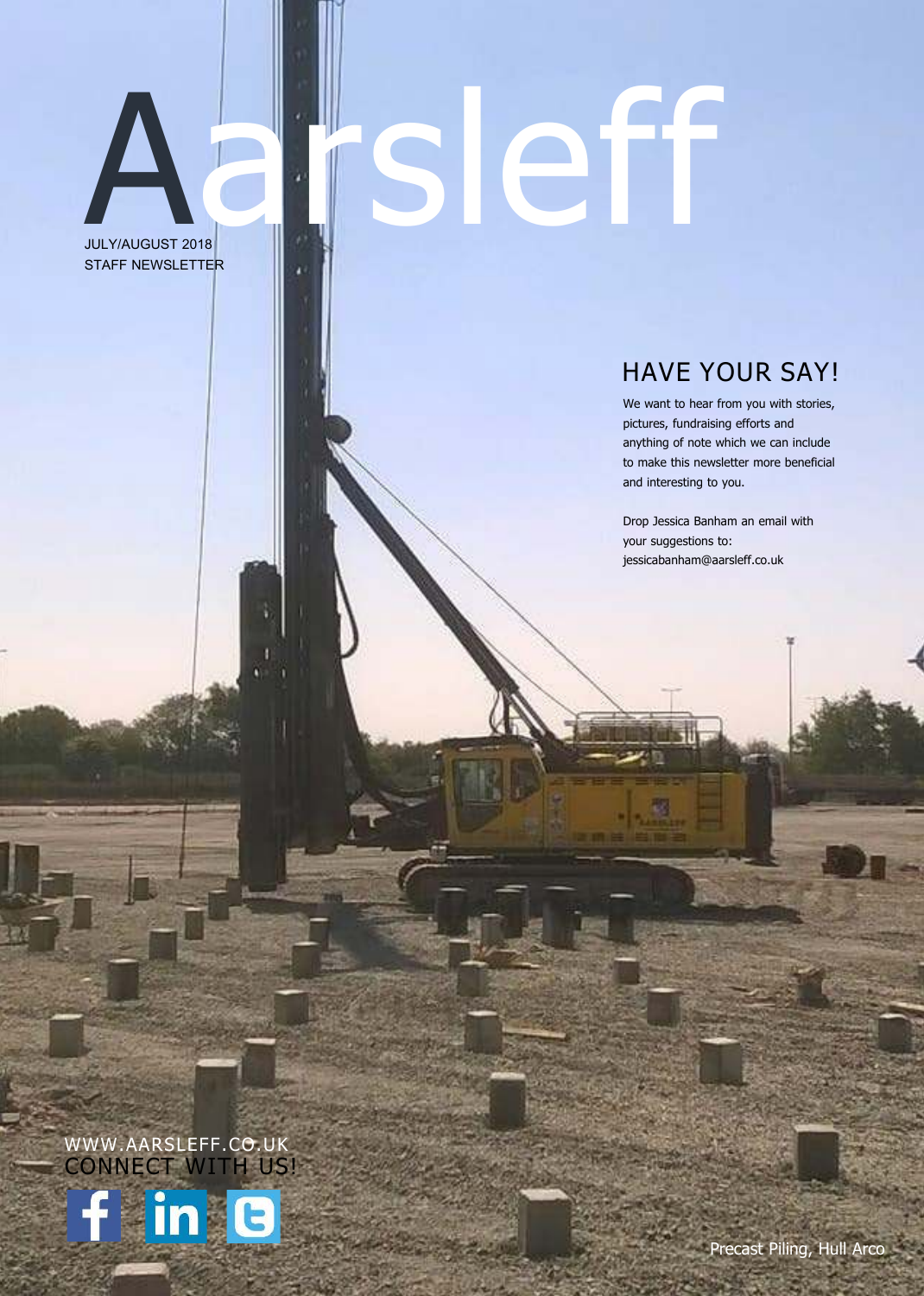# Aarsleff

JULY/AUGUST 2018
STAFF NEWSLETTER

## HAVE YOUR SAY!

We want to hear from you with stories, pictures, fundraising efforts and anything of note which we can include to make this newsletter more beneficial and interesting to you.

Drop Jessica Banham an email with your suggestions to:
jessicabanham@aarsleff.co.uk

WWW.AARSLEFF.CO.UK
CONNECT WITH US!

Precast Piling, Hull Arco